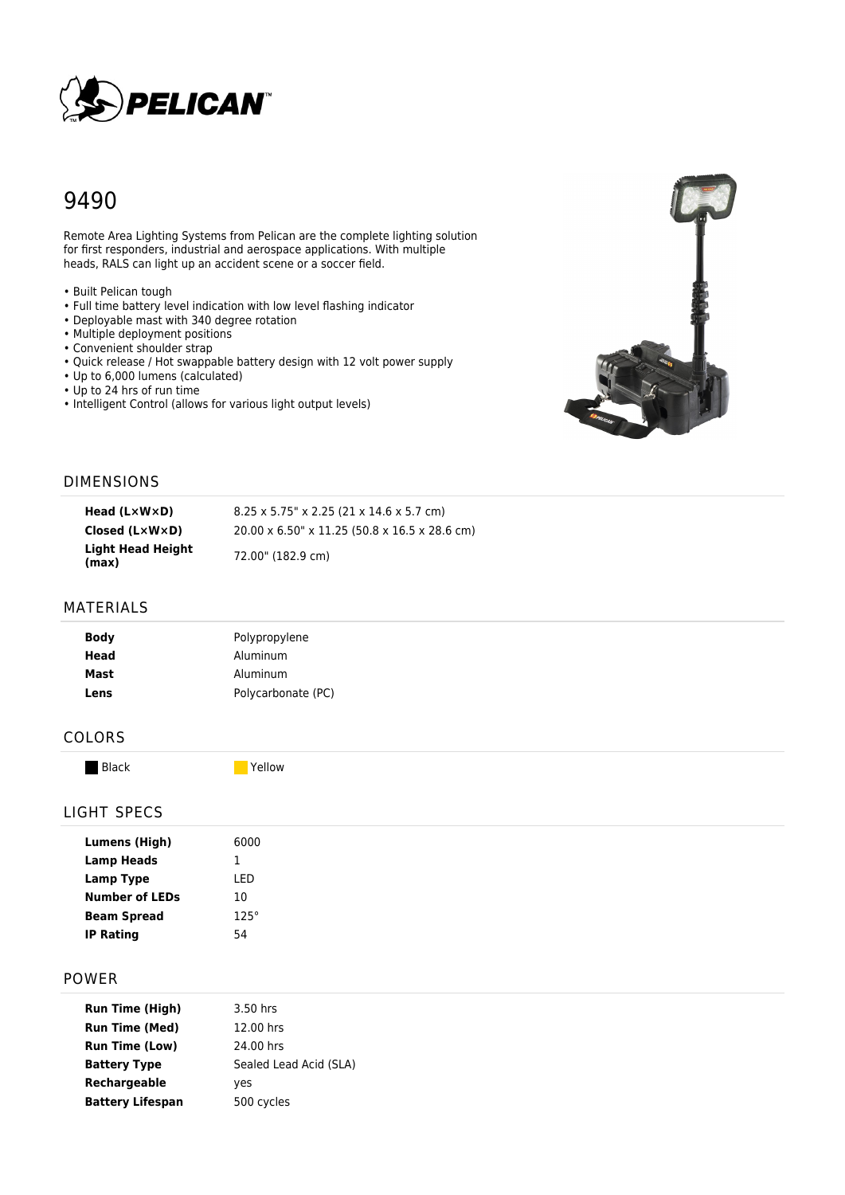# 9490

Remote Area Lighting Systems from Pelican are the complete lighting solution for first responders, industrial and aerospace applications. With multiple heads, RALS can light up an accident scene or a soccer field.

- Built Pelican tough
- Full time battery level indication with low level flashing indicator
- Deployable mast with 340 degree rotation
- Multiple deployment positions
- Convenient shoulder strap
- Quick release / Hot swappable battery design with 12 volt power supply
- Up to 6,000 lumens (calculated)
- Up to 24 hrs of run time
- Intelligent Control (allows for various light output levels)

## DIMENSIONS

| | |
|---|---|
| **Head (L×W×D)** | 8.25 x 5.75" x 2.25 (21 x 14.6 x 5.7 cm) |
| **Closed (L×W×D)** | 20.00 x 6.50" x 11.25 (50.8 x 16.5 x 28.6 cm) |
| **Light Head Height (max)** | 72.00" (182.9 cm) |

## MATERIALS

| | |
|---|---|
| **Body** | Polypropylene |
| **Head** | Aluminum |
| **Mast** | Aluminum |
| **Lens** | Polycarbonate (PC) |

## COLORS

Black    Yellow

## LIGHT SPECS

| | |
|---|---|
| **Lumens (High)** | 6000 |
| **Lamp Heads** | 1 |
| **Lamp Type** | LED |
| **Number of LEDs** | 10 |
| **Beam Spread** | 125° |
| **IP Rating** | 54 |

## POWER

| | |
|---|---|
| **Run Time (High)** | 3.50 hrs |
| **Run Time (Med)** | 12.00 hrs |
| **Run Time (Low)** | 24.00 hrs |
| **Battery Type** | Sealed Lead Acid (SLA) |
| **Rechargeable** | yes |
| **Battery Lifespan** | 500 cycles |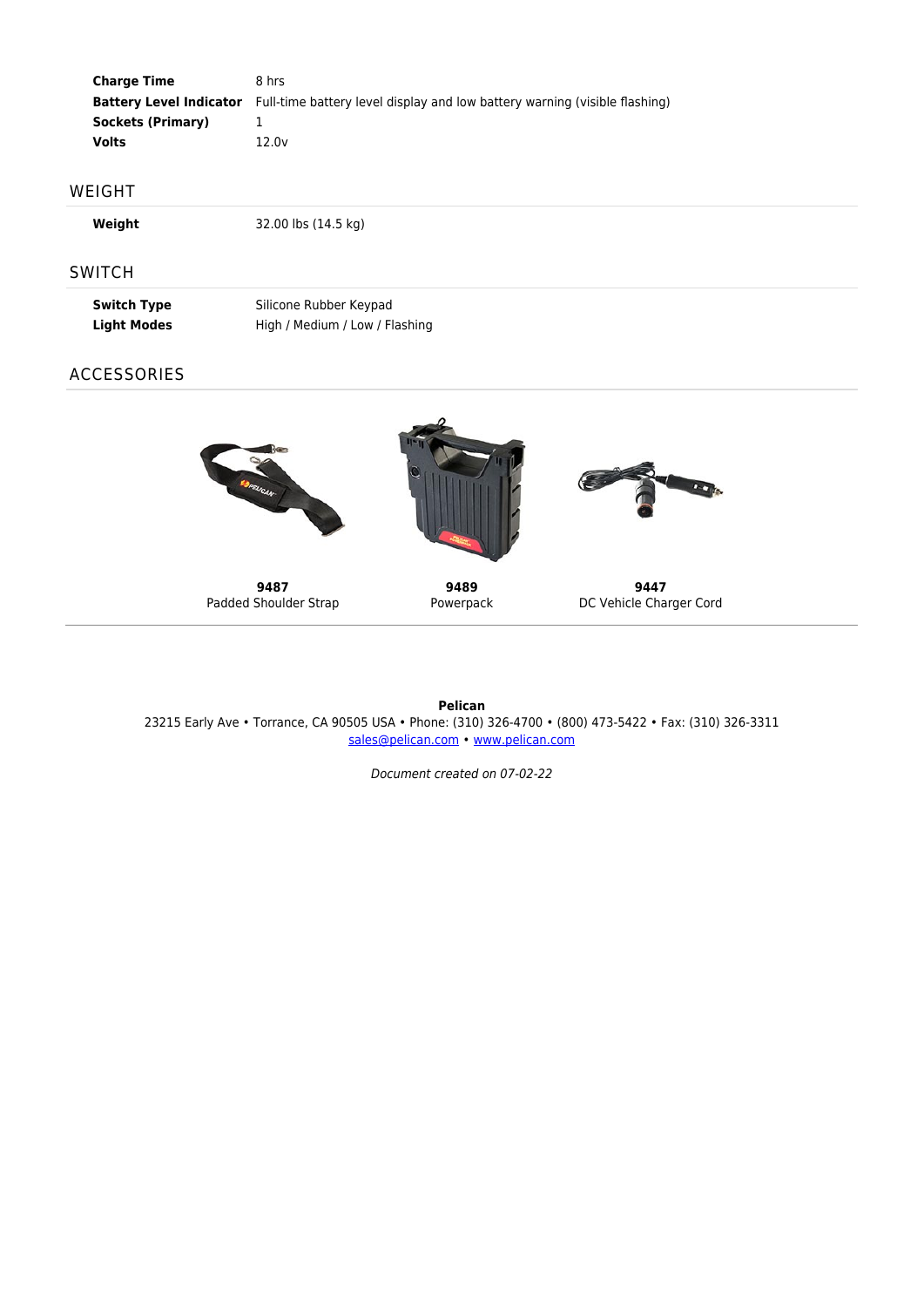| | |
|---|---|
| **Charge Time** | 8 hrs |
| **Battery Level Indicator** | Full-time battery level display and low battery warning (visible flashing) |
| **Sockets (Primary)** | 1 |
| **Volts** | 12.0v |

## WEIGHT

| | |
|---|---|
| **Weight** | 32.00 lbs (14.5 kg) |

## SWITCH

| | |
|---|---|
| **Switch Type** | Silicone Rubber Keypad |
| **Light Modes** | High / Medium / Low / Flashing |

## ACCESSORIES

**9487**
Padded Shoulder Strap

**9489**
Powerpack

**9447**
DC Vehicle Charger Cord

**Pelican**
23215 Early Ave • Torrance, CA 90505 USA • Phone: (310) 326-4700 • (800) 473-5422 • Fax: (310) 326-3311
sales@pelican.com • www.pelican.com

*Document created on 07-02-22*